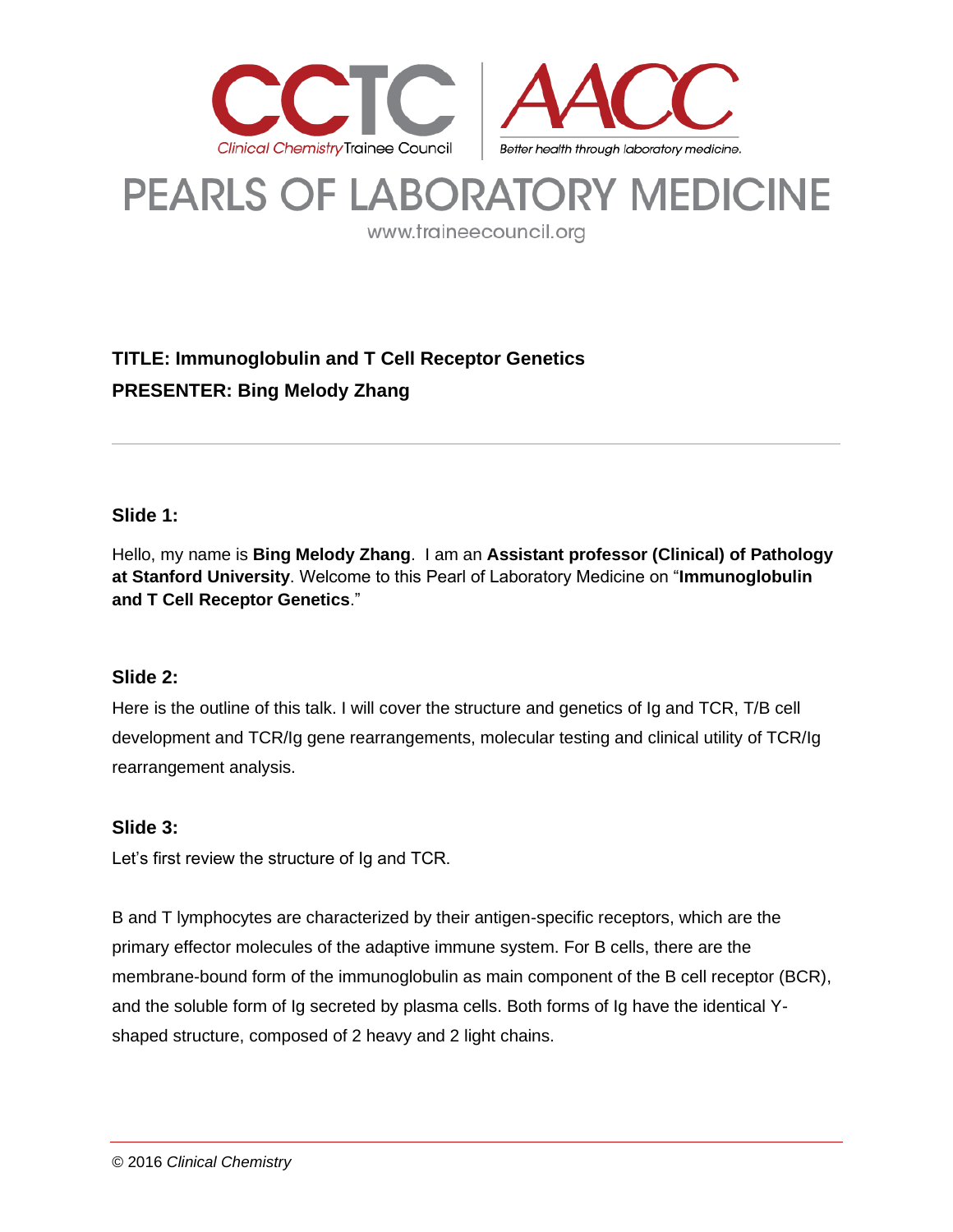# PEARLS OF LABORATORY MEDICINE

www.traineecouncil.org

**TITLE: Immunoglobulin and T Cell Receptor Genetics**

**PRESENTER: Bing Melody Zhang**

---

### Slide 1:

Hello, my name is **Bing Melody Zhang**. I am an **Assistant professor (Clinical) of Pathology at Stanford University**. Welcome to this Pearl of Laboratory Medicine on "**Immunoglobulin and T Cell Receptor Genetics**."

### Slide 2:

Here is the outline of this talk. I will cover the structure and genetics of Ig and TCR, T/B cell development and TCR/Ig gene rearrangements, molecular testing and clinical utility of TCR/Ig rearrangement analysis.

### Slide 3:

Let's first review the structure of Ig and TCR.

B and T lymphocytes are characterized by their antigen-specific receptors, which are the primary effector molecules of the adaptive immune system. For B cells, there are the membrane-bound form of the immunoglobulin as main component of the B cell receptor (BCR), and the soluble form of Ig secreted by plasma cells. Both forms of Ig have the identical Y-shaped structure, composed of 2 heavy and 2 light chains.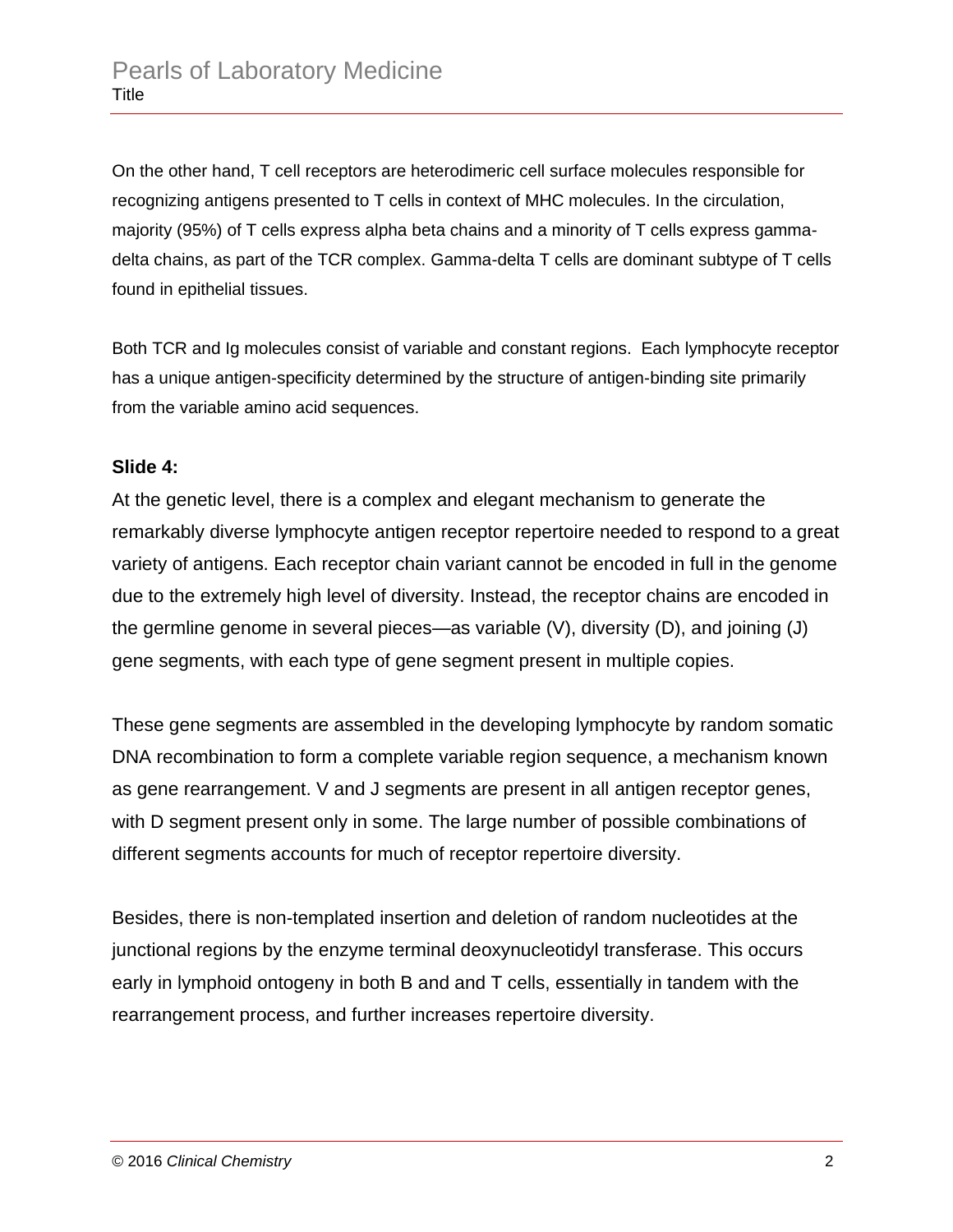On the other hand, T cell receptors are heterodimeric cell surface molecules responsible for recognizing antigens presented to T cells in context of MHC molecules. In the circulation, majority (95%) of T cells express alpha beta chains and a minority of T cells express gamma-delta chains, as part of the TCR complex. Gamma-delta T cells are dominant subtype of T cells found in epithelial tissues.

Both TCR and Ig molecules consist of variable and constant regions. Each lymphocyte receptor has a unique antigen-specificity determined by the structure of antigen-binding site primarily from the variable amino acid sequences.

**Slide 4:**

At the genetic level, there is a complex and elegant mechanism to generate the remarkably diverse lymphocyte antigen receptor repertoire needed to respond to a great variety of antigens. Each receptor chain variant cannot be encoded in full in the genome due to the extremely high level of diversity. Instead, the receptor chains are encoded in the germline genome in several pieces—as variable (V), diversity (D), and joining (J) gene segments, with each type of gene segment present in multiple copies.

These gene segments are assembled in the developing lymphocyte by random somatic DNA recombination to form a complete variable region sequence, a mechanism known as gene rearrangement. V and J segments are present in all antigen receptor genes, with D segment present only in some. The large number of possible combinations of different segments accounts for much of receptor repertoire diversity.

Besides, there is non-templated insertion and deletion of random nucleotides at the junctional regions by the enzyme terminal deoxynucleotidyl transferase. This occurs early in lymphoid ontogeny in both B and and T cells, essentially in tandem with the rearrangement process, and further increases repertoire diversity.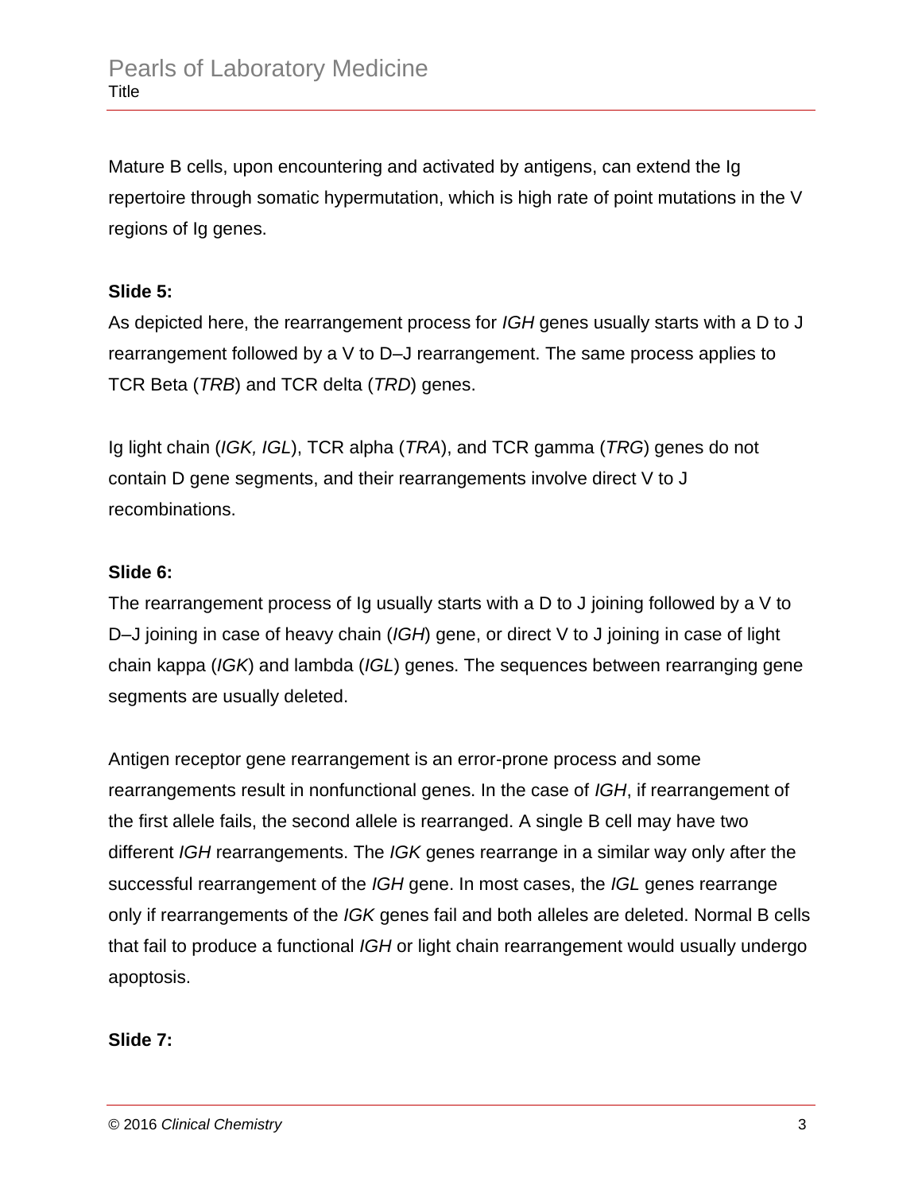Mature B cells, upon encountering and activated by antigens, can extend the Ig repertoire through somatic hypermutation, which is high rate of point mutations in the V regions of Ig genes.

**Slide 5:**

As depicted here, the rearrangement process for *IGH* genes usually starts with a D to J rearrangement followed by a V to D–J rearrangement. The same process applies to TCR Beta (*TRB*) and TCR delta (*TRD*) genes.

Ig light chain (*IGK, IGL*), TCR alpha (*TRA*), and TCR gamma (*TRG*) genes do not contain D gene segments, and their rearrangements involve direct V to J recombinations.

**Slide 6:**

The rearrangement process of Ig usually starts with a D to J joining followed by a V to D–J joining in case of heavy chain (*IGH*) gene, or direct V to J joining in case of light chain kappa (*IGK*) and lambda (*IGL*) genes. The sequences between rearranging gene segments are usually deleted.

Antigen receptor gene rearrangement is an error-prone process and some rearrangements result in nonfunctional genes. In the case of *IGH*, if rearrangement of the first allele fails, the second allele is rearranged. A single B cell may have two different *IGH* rearrangements. The *IGK* genes rearrange in a similar way only after the successful rearrangement of the *IGH* gene. In most cases, the *IGL* genes rearrange only if rearrangements of the *IGK* genes fail and both alleles are deleted. Normal B cells that fail to produce a functional *IGH* or light chain rearrangement would usually undergo apoptosis.

**Slide 7:**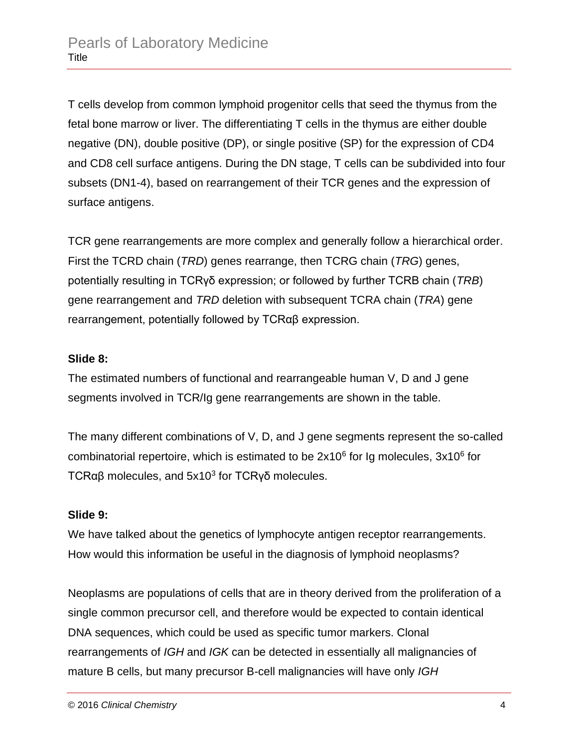T cells develop from common lymphoid progenitor cells that seed the thymus from the fetal bone marrow or liver. The differentiating T cells in the thymus are either double negative (DN), double positive (DP), or single positive (SP) for the expression of CD4 and CD8 cell surface antigens. During the DN stage, T cells can be subdivided into four subsets (DN1-4), based on rearrangement of their TCR genes and the expression of surface antigens.

TCR gene rearrangements are more complex and generally follow a hierarchical order. First the TCRD chain (*TRD*) genes rearrange, then TCRG chain (*TRG*) genes, potentially resulting in TCRγδ expression; or followed by further TCRB chain (*TRB*) gene rearrangement and *TRD* deletion with subsequent TCRA chain (*TRA*) gene rearrangement, potentially followed by TCRαβ expression.

**Slide 8:**

The estimated numbers of functional and rearrangeable human V, D and J gene segments involved in TCR/Ig gene rearrangements are shown in the table.

The many different combinations of V, D, and J gene segments represent the so-called combinatorial repertoire, which is estimated to be $2x10^6$ for Ig molecules, $3x10^6$ for TCRαβ molecules, and $5x10^3$ for TCRγδ molecules.

**Slide 9:**

We have talked about the genetics of lymphocyte antigen receptor rearrangements. How would this information be useful in the diagnosis of lymphoid neoplasms?

Neoplasms are populations of cells that are in theory derived from the proliferation of a single common precursor cell, and therefore would be expected to contain identical DNA sequences, which could be used as specific tumor markers. Clonal rearrangements of *IGH* and *IGK* can be detected in essentially all malignancies of mature B cells, but many precursor B-cell malignancies will have only *IGH*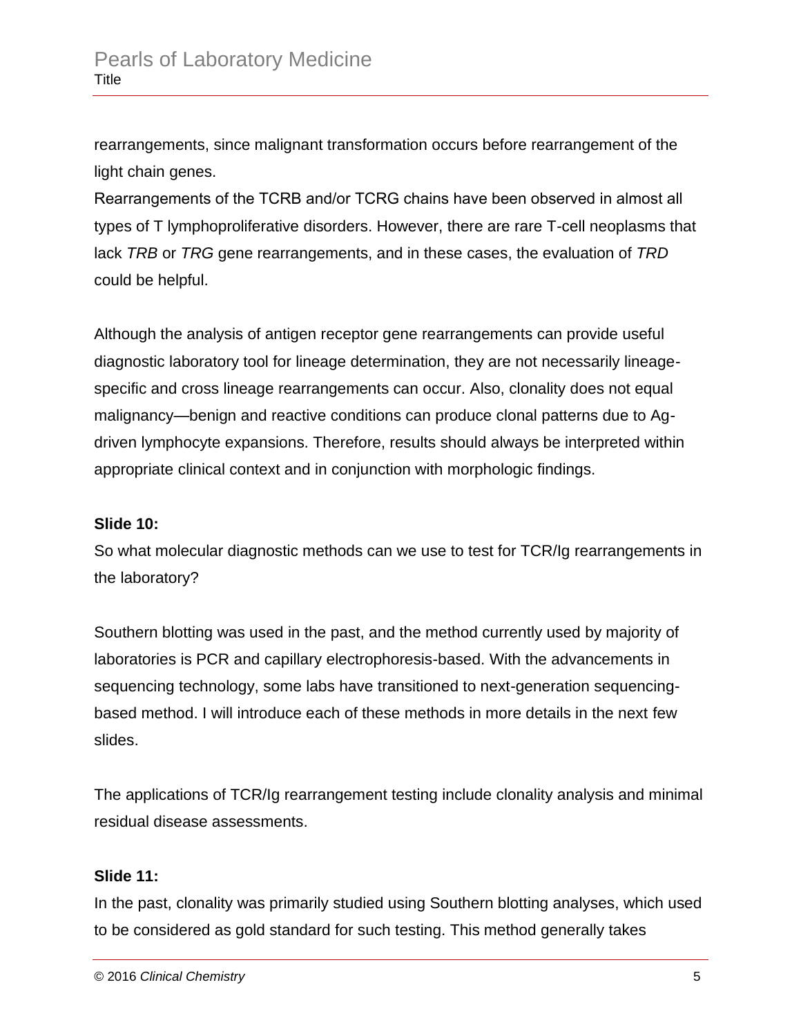rearrangements, since malignant transformation occurs before rearrangement of the light chain genes.

Rearrangements of the TCRB and/or TCRG chains have been observed in almost all types of T lymphoproliferative disorders. However, there are rare T-cell neoplasms that lack *TRB* or *TRG* gene rearrangements, and in these cases, the evaluation of *TRD* could be helpful.

Although the analysis of antigen receptor gene rearrangements can provide useful diagnostic laboratory tool for lineage determination, they are not necessarily lineage-specific and cross lineage rearrangements can occur. Also, clonality does not equal malignancy—benign and reactive conditions can produce clonal patterns due to Ag-driven lymphocyte expansions. Therefore, results should always be interpreted within appropriate clinical context and in conjunction with morphologic findings.

**Slide 10:**

So what molecular diagnostic methods can we use to test for TCR/Ig rearrangements in the laboratory?

Southern blotting was used in the past, and the method currently used by majority of laboratories is PCR and capillary electrophoresis-based. With the advancements in sequencing technology, some labs have transitioned to next-generation sequencing-based method. I will introduce each of these methods in more details in the next few slides.

The applications of TCR/Ig rearrangement testing include clonality analysis and minimal residual disease assessments.

**Slide 11:**

In the past, clonality was primarily studied using Southern blotting analyses, which used to be considered as gold standard for such testing. This method generally takes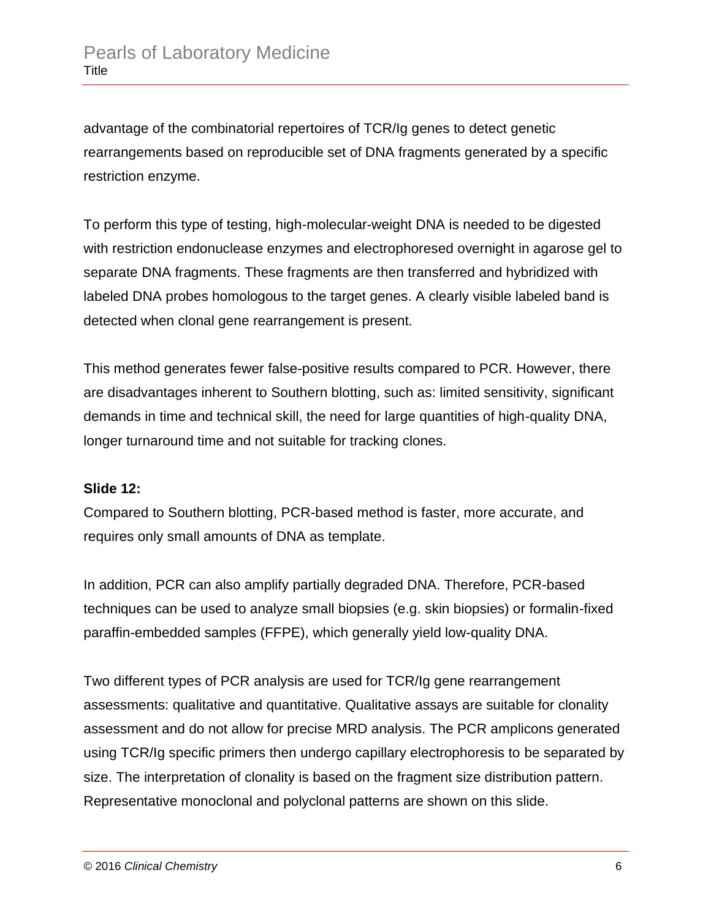advantage of the combinatorial repertoires of TCR/Ig genes to detect genetic rearrangements based on reproducible set of DNA fragments generated by a specific restriction enzyme.

To perform this type of testing, high-molecular-weight DNA is needed to be digested with restriction endonuclease enzymes and electrophoresed overnight in agarose gel to separate DNA fragments. These fragments are then transferred and hybridized with labeled DNA probes homologous to the target genes. A clearly visible labeled band is detected when clonal gene rearrangement is present.

This method generates fewer false-positive results compared to PCR. However, there are disadvantages inherent to Southern blotting, such as: limited sensitivity, significant demands in time and technical skill, the need for large quantities of high-quality DNA, longer turnaround time and not suitable for tracking clones.

**Slide 12:**

Compared to Southern blotting, PCR-based method is faster, more accurate, and requires only small amounts of DNA as template.

In addition, PCR can also amplify partially degraded DNA. Therefore, PCR-based techniques can be used to analyze small biopsies (e.g. skin biopsies) or formalin-fixed paraffin-embedded samples (FFPE), which generally yield low-quality DNA.

Two different types of PCR analysis are used for TCR/Ig gene rearrangement assessments: qualitative and quantitative. Qualitative assays are suitable for clonality assessment and do not allow for precise MRD analysis. The PCR amplicons generated using TCR/Ig specific primers then undergo capillary electrophoresis to be separated by size. The interpretation of clonality is based on the fragment size distribution pattern. Representative monoclonal and polyclonal patterns are shown on this slide.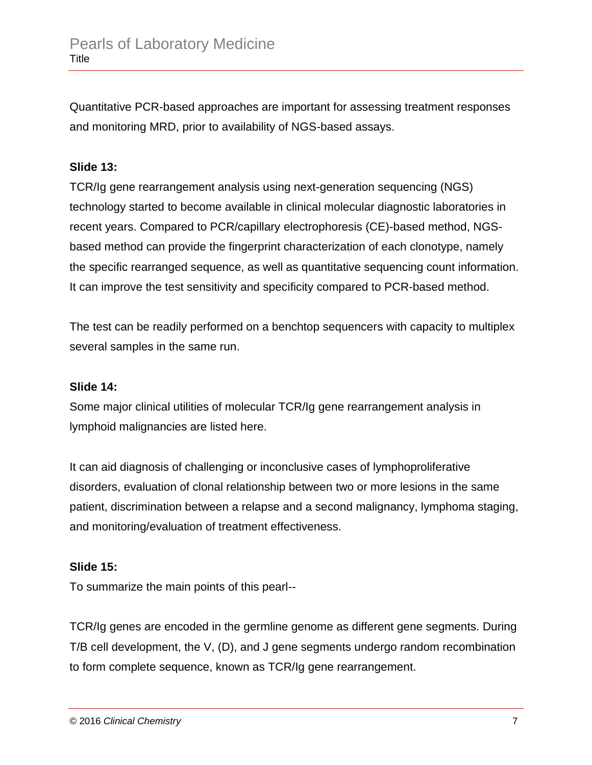Quantitative PCR-based approaches are important for assessing treatment responses and monitoring MRD, prior to availability of NGS-based assays.

**Slide 13:**

TCR/Ig gene rearrangement analysis using next-generation sequencing (NGS) technology started to become available in clinical molecular diagnostic laboratories in recent years. Compared to PCR/capillary electrophoresis (CE)-based method, NGS-based method can provide the fingerprint characterization of each clonotype, namely the specific rearranged sequence, as well as quantitative sequencing count information. It can improve the test sensitivity and specificity compared to PCR-based method.

The test can be readily performed on a benchtop sequencers with capacity to multiplex several samples in the same run.

**Slide 14:**

Some major clinical utilities of molecular TCR/Ig gene rearrangement analysis in lymphoid malignancies are listed here.

It can aid diagnosis of challenging or inconclusive cases of lymphoproliferative disorders, evaluation of clonal relationship between two or more lesions in the same patient, discrimination between a relapse and a second malignancy, lymphoma staging, and monitoring/evaluation of treatment effectiveness.

**Slide 15:**

To summarize the main points of this pearl--

TCR/Ig genes are encoded in the germline genome as different gene segments. During T/B cell development, the V, (D), and J gene segments undergo random recombination to form complete sequence, known as TCR/Ig gene rearrangement.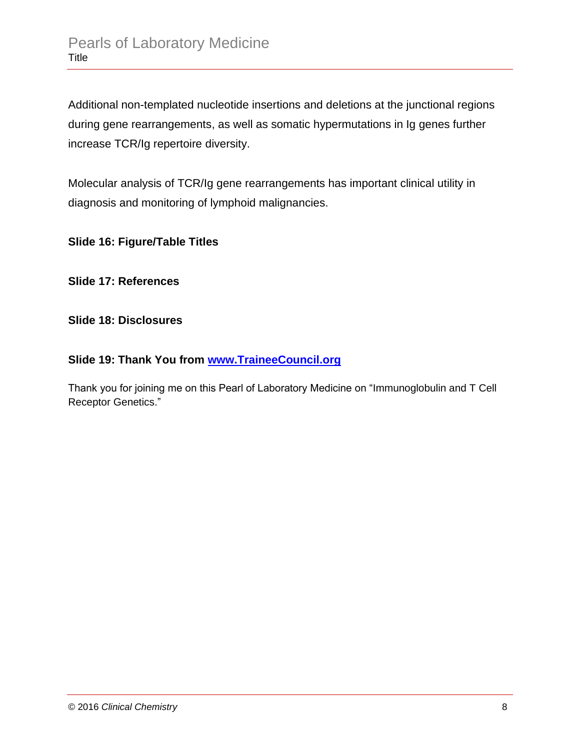Additional non-templated nucleotide insertions and deletions at the junctional regions during gene rearrangements, as well as somatic hypermutations in Ig genes further increase TCR/Ig repertoire diversity.

Molecular analysis of TCR/Ig gene rearrangements has important clinical utility in diagnosis and monitoring of lymphoid malignancies.

**Slide 16: Figure/Table Titles**

**Slide 17: References**

**Slide 18: Disclosures**

**Slide 19: Thank You from [www.TraineeCouncil.org](http://www.TraineeCouncil.org)**

Thank you for joining me on this Pearl of Laboratory Medicine on "Immunoglobulin and T Cell Receptor Genetics."